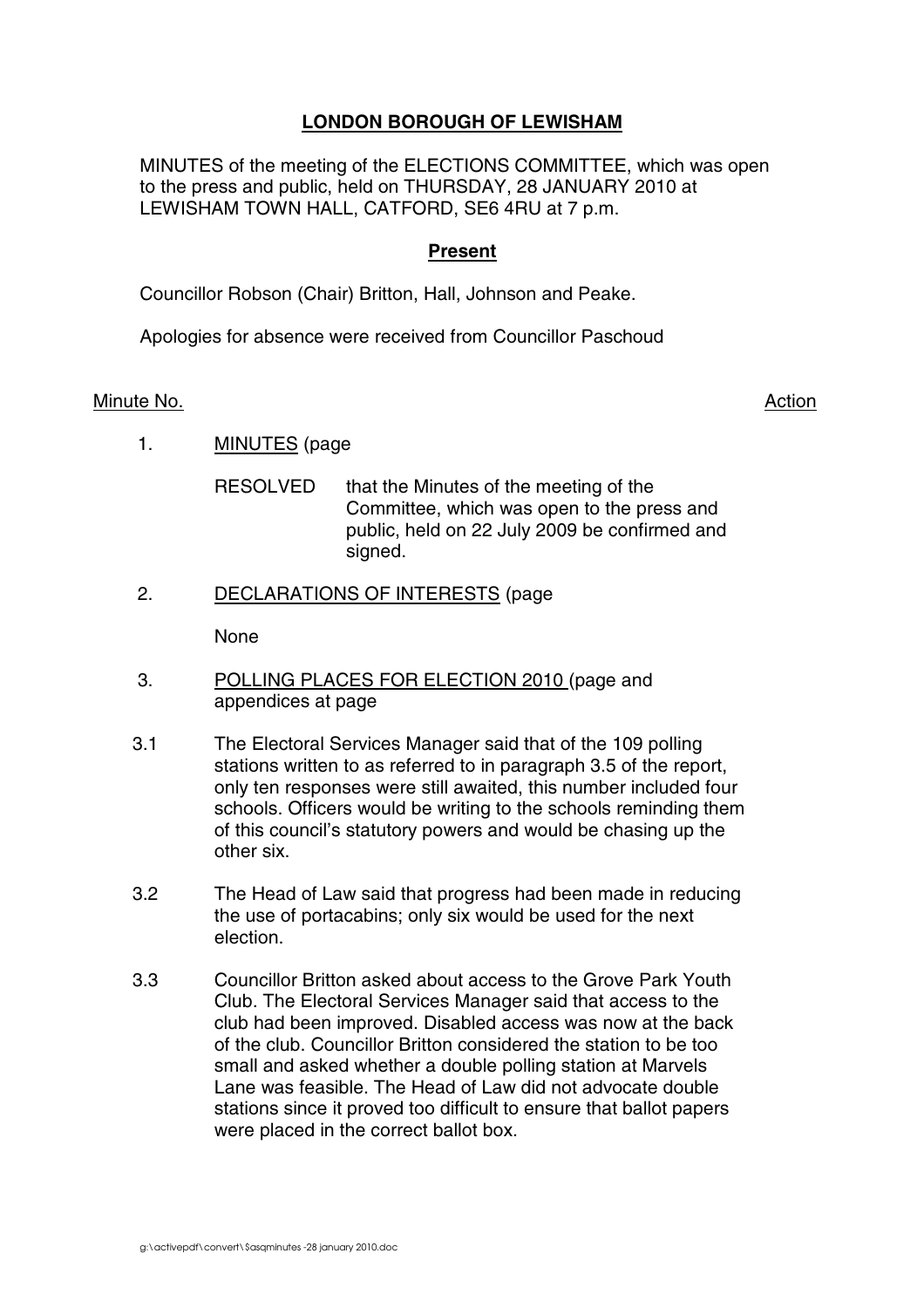# LONDON BOROUGH OF LEWISHAM

MINUTES of the meeting of the ELECTIONS COMMITTEE, which was open to the press and public, held on THURSDAY, 28 JANUARY 2010 at LEWISHAM TOWN HALL, CATFORD, SE6 4RU at 7 p.m.

## Present

Councillor Robson (Chair) Britton, Hall, Johnson and Peake.

Apologies for absence were received from Councillor Paschoud

Minute No. Action

1. MINUTES (page

   RESOLVED that the Minutes of the meeting of the Committee, which was open to the press and public, held on 22 July 2009 be confirmed and signed.

2. DECLARATIONS OF INTERESTS (page

   None

3. POLLING PLACES FOR ELECTION 2010 (page and appendices at page

3.1 The Electoral Services Manager said that of the 109 polling stations written to as referred to in paragraph 3.5 of the report, only ten responses were still awaited, this number included four schools. Officers would be writing to the schools reminding them of this council's statutory powers and would be chasing up the other six.

3.2 The Head of Law said that progress had been made in reducing the use of portacabins; only six would be used for the next election.

3.3 Councillor Britton asked about access to the Grove Park Youth Club. The Electoral Services Manager said that access to the club had been improved. Disabled access was now at the back of the club. Councillor Britton considered the station to be too small and asked whether a double polling station at Marvels Lane was feasible. The Head of Law did not advocate double stations since it proved too difficult to ensure that ballot papers were placed in the correct ballot box.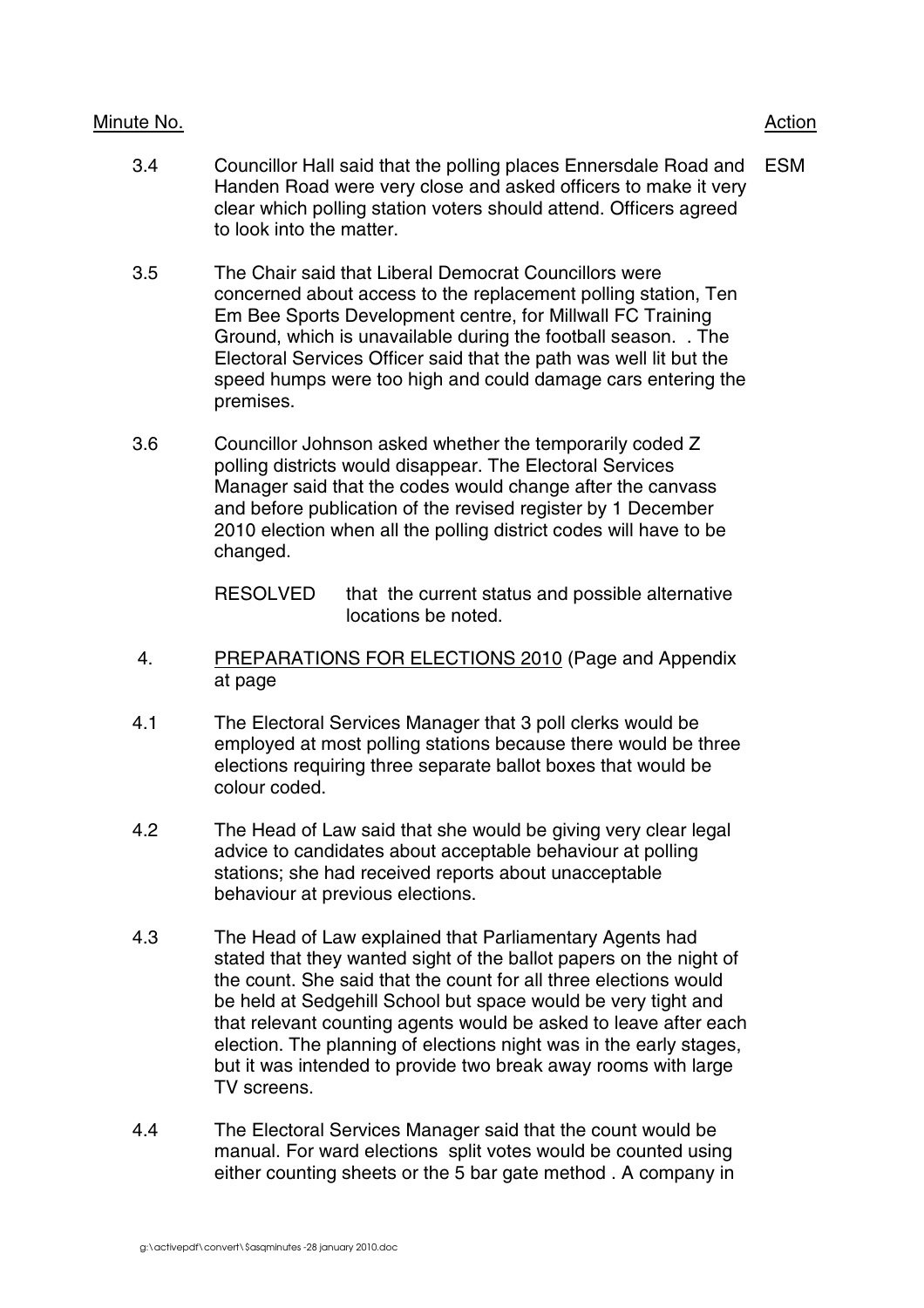| Minute No. | | Action |
|---|---|---|
| 3.4 | Councillor Hall said that the polling places Ennersdale Road and Handen Road were very close and asked officers to make it very clear which polling station voters should attend. Officers agreed to look into the matter. | ESM |
| 3.5 | The Chair said that Liberal Democrat Councillors were concerned about access to the replacement polling station, Ten Em Bee Sports Development centre, for Millwall FC Training Ground, which is unavailable during the football season. . The Electoral Services Officer said that the path was well lit but the speed humps were too high and could damage cars entering the premises. | |
| 3.6 | Councillor Johnson asked whether the temporarily coded Z polling districts would disappear. The Electoral Services Manager said that the codes would change after the canvass and before publication of the revised register by 1 December 2010 election when all the polling district codes will have to be changed. | |

RESOLVED that the current status and possible alternative locations be noted.

4. <u>PREPARATIONS FOR ELECTIONS 2010</u> (Page and Appendix at page

4.1 The Electoral Services Manager that 3 poll clerks would be employed at most polling stations because there would be three elections requiring three separate ballot boxes that would be colour coded.

4.2 The Head of Law said that she would be giving very clear legal advice to candidates about acceptable behaviour at polling stations; she had received reports about unacceptable behaviour at previous elections.

4.3 The Head of Law explained that Parliamentary Agents had stated that they wanted sight of the ballot papers on the night of the count. She said that the count for all three elections would be held at Sedgehill School but space would be very tight and that relevant counting agents would be asked to leave after each election. The planning of elections night was in the early stages, but it was intended to provide two break away rooms with large TV screens.

4.4 The Electoral Services Manager said that the count would be manual. For ward elections split votes would be counted using either counting sheets or the 5 bar gate method . A company in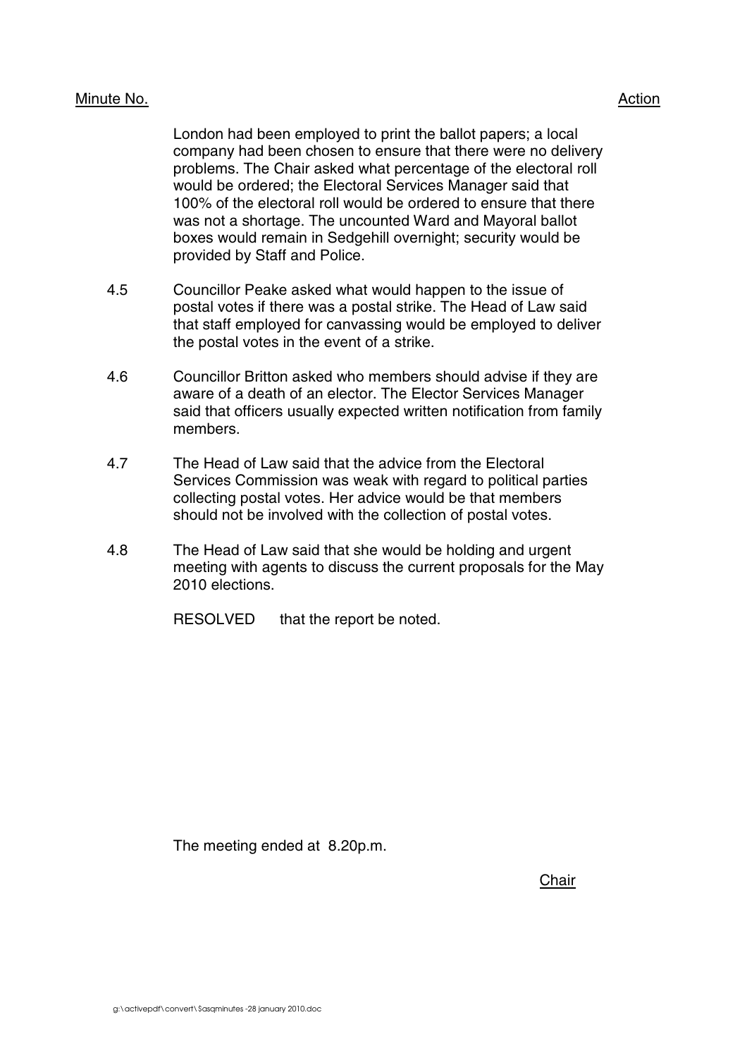Minute No. Action

London had been employed to print the ballot papers; a local company had been chosen to ensure that there were no delivery problems. The Chair asked what percentage of the electoral roll would be ordered; the Electoral Services Manager said that 100% of the electoral roll would be ordered to ensure that there was not a shortage. The uncounted Ward and Mayoral ballot boxes would remain in Sedgehill overnight; security would be provided by Staff and Police.

4.5 Councillor Peake asked what would happen to the issue of postal votes if there was a postal strike. The Head of Law said that staff employed for canvassing would be employed to deliver the postal votes in the event of a strike.

4.6 Councillor Britton asked who members should advise if they are aware of a death of an elector. The Elector Services Manager said that officers usually expected written notification from family members.

4.7 The Head of Law said that the advice from the Electoral Services Commission was weak with regard to political parties collecting postal votes. Her advice would be that members should not be involved with the collection of postal votes.

4.8 The Head of Law said that she would be holding and urgent meeting with agents to discuss the current proposals for the May 2010 elections.

RESOLVED that the report be noted.

The meeting ended at 8.20p.m.

Chair

g:\activepdf\convert\$asqminutes -28 january 2010.doc